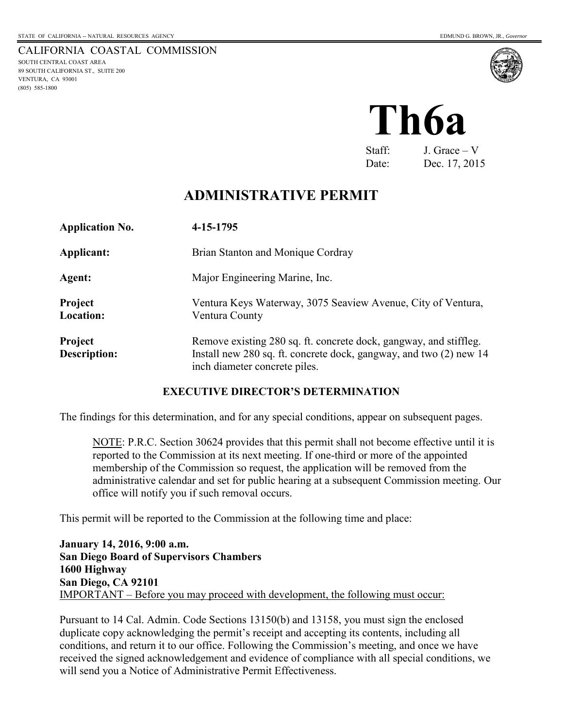STATE OF CALIFORNIA -- NATURAL RESOURCES AGENCY

EDMUND G. BROWN, JR., *Governor*

CALIFORNIA COASTAL COMMISSION
SOUTH CENTRAL COAST AREA
89 SOUTH CALIFORNIA ST., SUITE 200
VENTURA, CA 93001
(805) 585-1800

# Th6a

Staff: J. Grace – V
Date: Dec. 17, 2015

## ADMINISTRATIVE PERMIT

| | |
|---|---|
| **Application No.** | **4-15-1795** |
| **Applicant:** | Brian Stanton and Monique Cordray |
| **Agent:** | Major Engineering Marine, Inc. |
| **Project Location:** | Ventura Keys Waterway, 3075 Seaview Avenue, City of Ventura, Ventura County |
| **Project Description:** | Remove existing 280 sq. ft. concrete dock, gangway, and stiffleg. Install new 280 sq. ft. concrete dock, gangway, and two (2) new 14 inch diameter concrete piles. |

### EXECUTIVE DIRECTOR'S DETERMINATION

The findings for this determination, and for any special conditions, appear on subsequent pages.

> NOTE: P.R.C. Section 30624 provides that this permit shall not become effective until it is reported to the Commission at its next meeting. If one-third or more of the appointed membership of the Commission so request, the application will be removed from the administrative calendar and set for public hearing at a subsequent Commission meeting. Our office will notify you if such removal occurs.

This permit will be reported to the Commission at the following time and place:

**January 14, 2016, 9:00 a.m.**
**San Diego Board of Supervisors Chambers**
**1600 Highway**
**San Diego, CA 92101**
IMPORTANT – Before you may proceed with development, the following must occur:

Pursuant to 14 Cal. Admin. Code Sections 13150(b) and 13158, you must sign the enclosed duplicate copy acknowledging the permit's receipt and accepting its contents, including all conditions, and return it to our office. Following the Commission's meeting, and once we have received the signed acknowledgement and evidence of compliance with all special conditions, we will send you a Notice of Administrative Permit Effectiveness.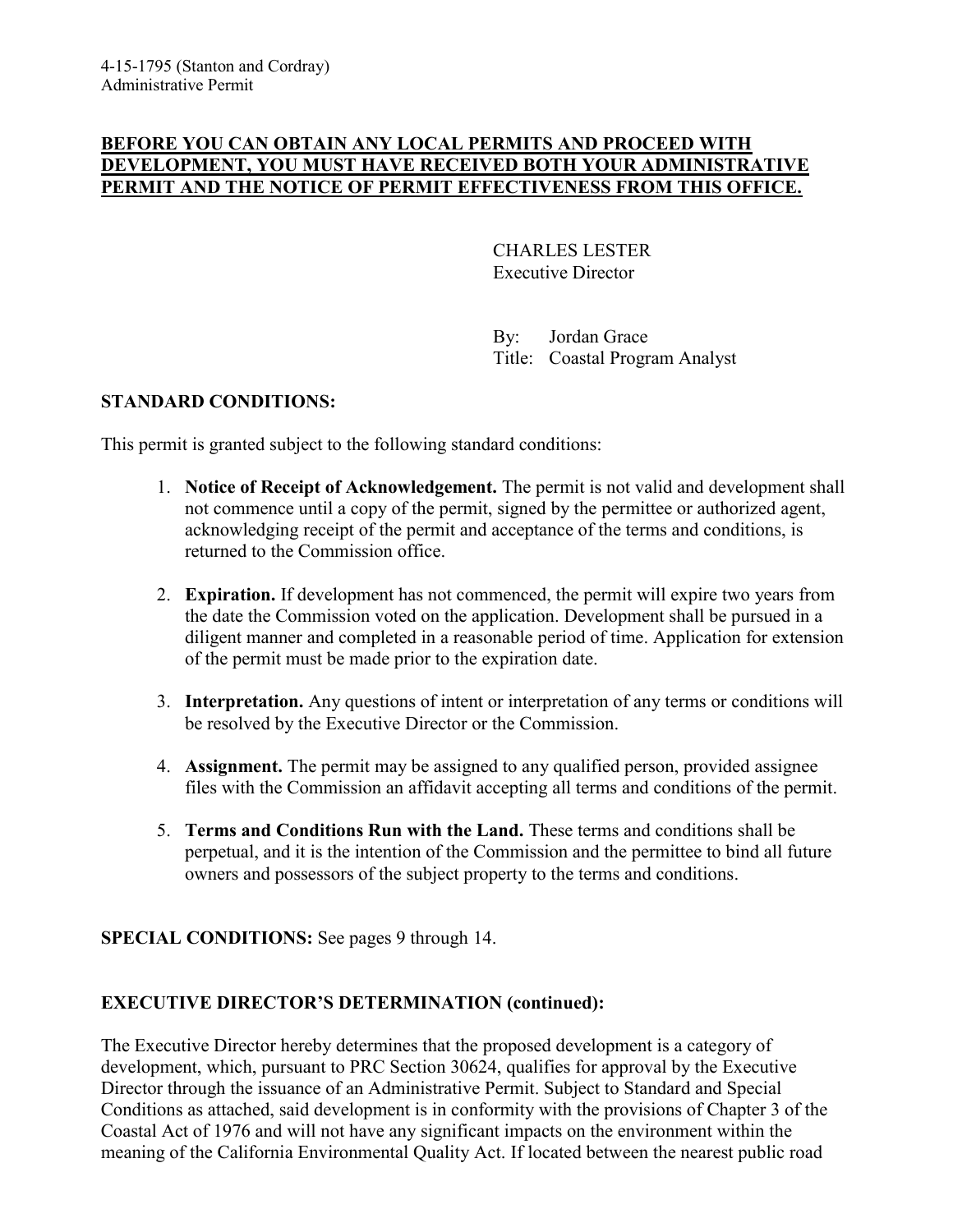**BEFORE YOU CAN OBTAIN ANY LOCAL PERMITS AND PROCEED WITH DEVELOPMENT, YOU MUST HAVE RECEIVED BOTH YOUR ADMINISTRATIVE PERMIT AND THE NOTICE OF PERMIT EFFECTIVENESS FROM THIS OFFICE.**

CHARLES LESTER
Executive Director

By: Jordan Grace
Title: Coastal Program Analyst

**STANDARD CONDITIONS:**

This permit is granted subject to the following standard conditions:

1. **Notice of Receipt of Acknowledgement.** The permit is not valid and development shall not commence until a copy of the permit, signed by the permittee or authorized agent, acknowledging receipt of the permit and acceptance of the terms and conditions, is returned to the Commission office.

2. **Expiration.** If development has not commenced, the permit will expire two years from the date the Commission voted on the application. Development shall be pursued in a diligent manner and completed in a reasonable period of time. Application for extension of the permit must be made prior to the expiration date.

3. **Interpretation.** Any questions of intent or interpretation of any terms or conditions will be resolved by the Executive Director or the Commission.

4. **Assignment.** The permit may be assigned to any qualified person, provided assignee files with the Commission an affidavit accepting all terms and conditions of the permit.

5. **Terms and Conditions Run with the Land.** These terms and conditions shall be perpetual, and it is the intention of the Commission and the permittee to bind all future owners and possessors of the subject property to the terms and conditions.

**SPECIAL CONDITIONS:** See pages 9 through 14.

**EXECUTIVE DIRECTOR'S DETERMINATION (continued):**

The Executive Director hereby determines that the proposed development is a category of development, which, pursuant to PRC Section 30624, qualifies for approval by the Executive Director through the issuance of an Administrative Permit. Subject to Standard and Special Conditions as attached, said development is in conformity with the provisions of Chapter 3 of the Coastal Act of 1976 and will not have any significant impacts on the environment within the meaning of the California Environmental Quality Act. If located between the nearest public road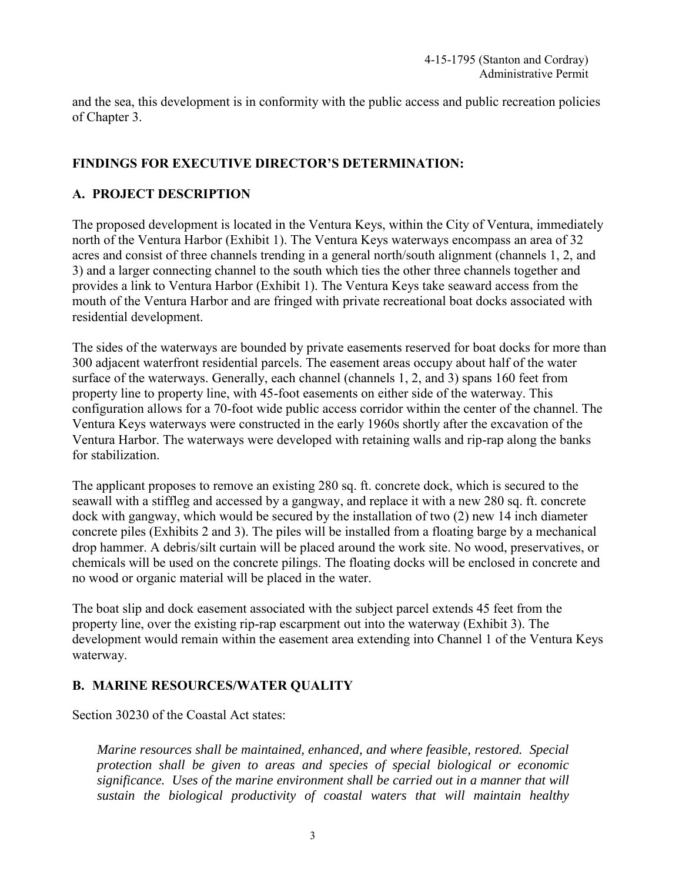and the sea, this development is in conformity with the public access and public recreation policies of Chapter 3.

## FINDINGS FOR EXECUTIVE DIRECTOR'S DETERMINATION:

### A. PROJECT DESCRIPTION

The proposed development is located in the Ventura Keys, within the City of Ventura, immediately north of the Ventura Harbor (Exhibit 1). The Ventura Keys waterways encompass an area of 32 acres and consist of three channels trending in a general north/south alignment (channels 1, 2, and 3) and a larger connecting channel to the south which ties the other three channels together and provides a link to Ventura Harbor (Exhibit 1). The Ventura Keys take seaward access from the mouth of the Ventura Harbor and are fringed with private recreational boat docks associated with residential development.

The sides of the waterways are bounded by private easements reserved for boat docks for more than 300 adjacent waterfront residential parcels. The easement areas occupy about half of the water surface of the waterways. Generally, each channel (channels 1, 2, and 3) spans 160 feet from property line to property line, with 45-foot easements on either side of the waterway. This configuration allows for a 70-foot wide public access corridor within the center of the channel. The Ventura Keys waterways were constructed in the early 1960s shortly after the excavation of the Ventura Harbor. The waterways were developed with retaining walls and rip-rap along the banks for stabilization.

The applicant proposes to remove an existing 280 sq. ft. concrete dock, which is secured to the seawall with a stiffleg and accessed by a gangway, and replace it with a new 280 sq. ft. concrete dock with gangway, which would be secured by the installation of two (2) new 14 inch diameter concrete piles (Exhibits 2 and 3). The piles will be installed from a floating barge by a mechanical drop hammer. A debris/silt curtain will be placed around the work site. No wood, preservatives, or chemicals will be used on the concrete pilings. The floating docks will be enclosed in concrete and no wood or organic material will be placed in the water.

The boat slip and dock easement associated with the subject parcel extends 45 feet from the property line, over the existing rip-rap escarpment out into the waterway (Exhibit 3). The development would remain within the easement area extending into Channel 1 of the Ventura Keys waterway.

### B. MARINE RESOURCES/WATER QUALITY

Section 30230 of the Coastal Act states:

> *Marine resources shall be maintained, enhanced, and where feasible, restored. Special protection shall be given to areas and species of special biological or economic significance. Uses of the marine environment shall be carried out in a manner that will sustain the biological productivity of coastal waters that will maintain healthy*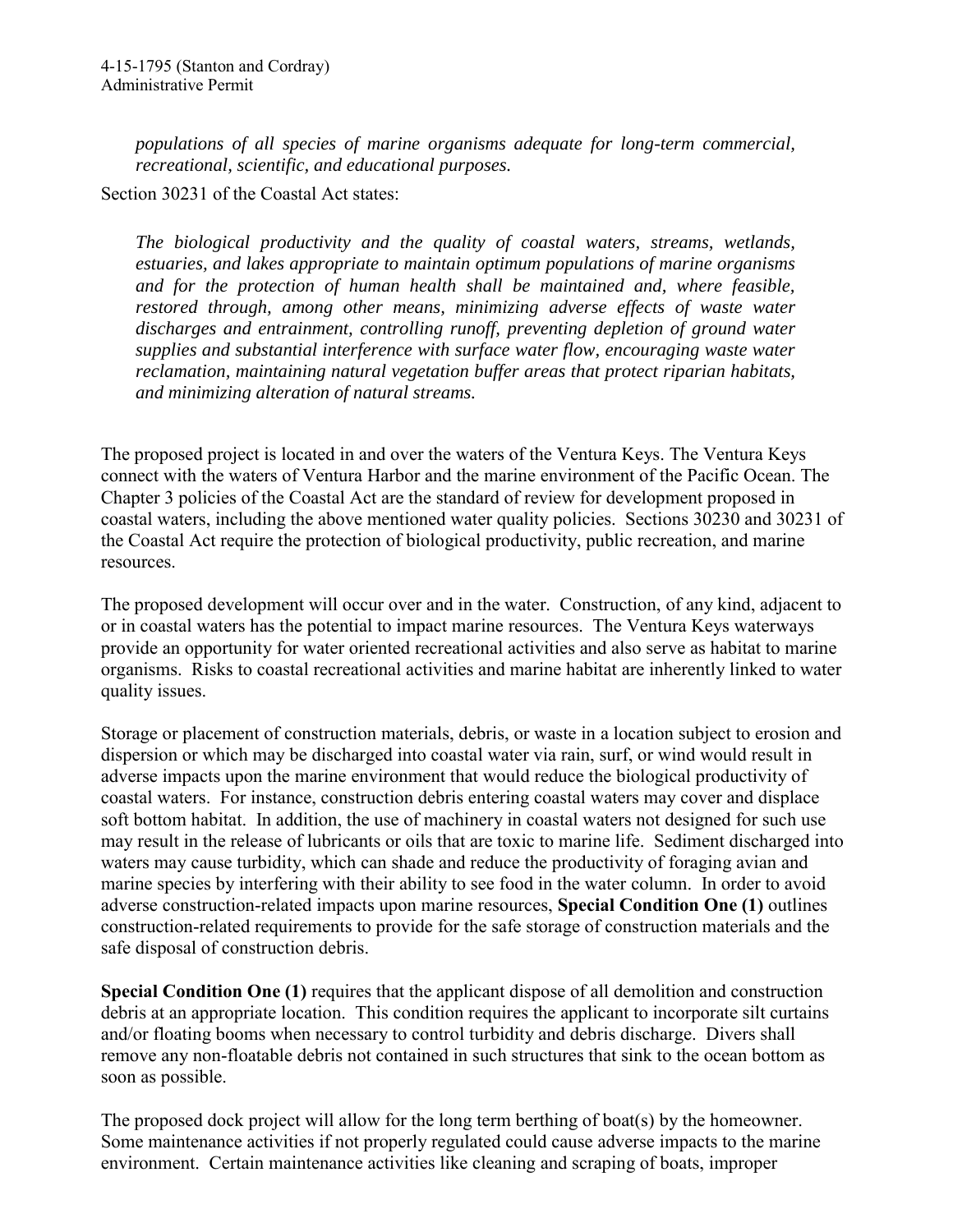*populations of all species of marine organisms adequate for long-term commercial, recreational, scientific, and educational purposes.*

Section 30231 of the Coastal Act states:

*The biological productivity and the quality of coastal waters, streams, wetlands, estuaries, and lakes appropriate to maintain optimum populations of marine organisms and for the protection of human health shall be maintained and, where feasible, restored through, among other means, minimizing adverse effects of waste water discharges and entrainment, controlling runoff, preventing depletion of ground water supplies and substantial interference with surface water flow, encouraging waste water reclamation, maintaining natural vegetation buffer areas that protect riparian habitats, and minimizing alteration of natural streams.*

The proposed project is located in and over the waters of the Ventura Keys. The Ventura Keys connect with the waters of Ventura Harbor and the marine environment of the Pacific Ocean. The Chapter 3 policies of the Coastal Act are the standard of review for development proposed in coastal waters, including the above mentioned water quality policies. Sections 30230 and 30231 of the Coastal Act require the protection of biological productivity, public recreation, and marine resources.

The proposed development will occur over and in the water. Construction, of any kind, adjacent to or in coastal waters has the potential to impact marine resources. The Ventura Keys waterways provide an opportunity for water oriented recreational activities and also serve as habitat to marine organisms. Risks to coastal recreational activities and marine habitat are inherently linked to water quality issues.

Storage or placement of construction materials, debris, or waste in a location subject to erosion and dispersion or which may be discharged into coastal water via rain, surf, or wind would result in adverse impacts upon the marine environment that would reduce the biological productivity of coastal waters. For instance, construction debris entering coastal waters may cover and displace soft bottom habitat. In addition, the use of machinery in coastal waters not designed for such use may result in the release of lubricants or oils that are toxic to marine life. Sediment discharged into waters may cause turbidity, which can shade and reduce the productivity of foraging avian and marine species by interfering with their ability to see food in the water column. In order to avoid adverse construction-related impacts upon marine resources, **Special Condition One (1)** outlines construction-related requirements to provide for the safe storage of construction materials and the safe disposal of construction debris.

**Special Condition One (1)** requires that the applicant dispose of all demolition and construction debris at an appropriate location. This condition requires the applicant to incorporate silt curtains and/or floating booms when necessary to control turbidity and debris discharge. Divers shall remove any non-floatable debris not contained in such structures that sink to the ocean bottom as soon as possible.

The proposed dock project will allow for the long term berthing of boat(s) by the homeowner. Some maintenance activities if not properly regulated could cause adverse impacts to the marine environment. Certain maintenance activities like cleaning and scraping of boats, improper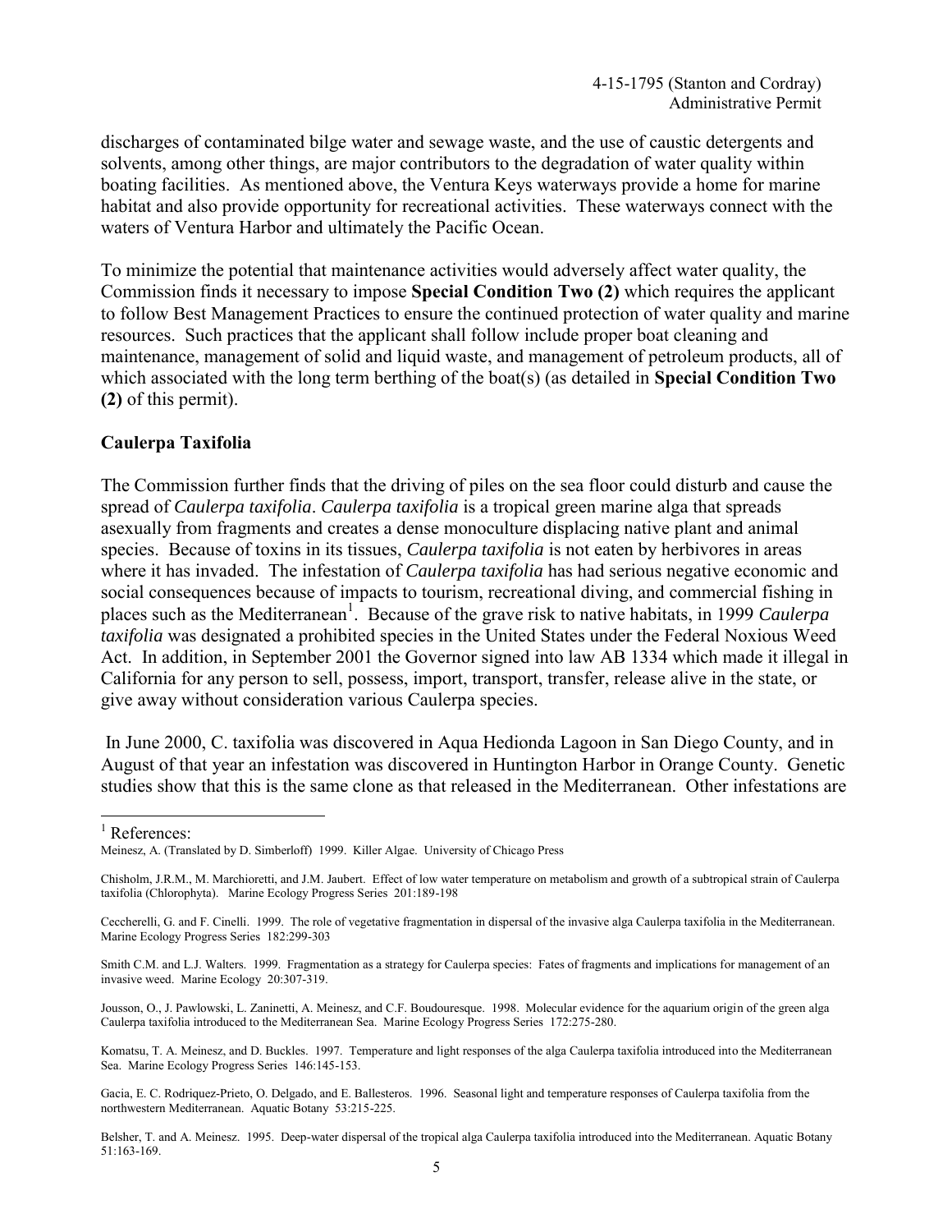discharges of contaminated bilge water and sewage waste, and the use of caustic detergents and solvents, among other things, are major contributors to the degradation of water quality within boating facilities. As mentioned above, the Ventura Keys waterways provide a home for marine habitat and also provide opportunity for recreational activities. These waterways connect with the waters of Ventura Harbor and ultimately the Pacific Ocean.

To minimize the potential that maintenance activities would adversely affect water quality, the Commission finds it necessary to impose **Special Condition Two (2)** which requires the applicant to follow Best Management Practices to ensure the continued protection of water quality and marine resources. Such practices that the applicant shall follow include proper boat cleaning and maintenance, management of solid and liquid waste, and management of petroleum products, all of which associated with the long term berthing of the boat(s) (as detailed in **Special Condition Two (2)** of this permit).

**Caulerpa Taxifolia**

The Commission further finds that the driving of piles on the sea floor could disturb and cause the spread of *Caulerpa taxifolia*. *Caulerpa taxifolia* is a tropical green marine alga that spreads asexually from fragments and creates a dense monoculture displacing native plant and animal species. Because of toxins in its tissues, *Caulerpa taxifolia* is not eaten by herbivores in areas where it has invaded. The infestation of *Caulerpa taxifolia* has had serious negative economic and social consequences because of impacts to tourism, recreational diving, and commercial fishing in places such as the Mediterranean[1]. Because of the grave risk to native habitats, in 1999 *Caulerpa taxifolia* was designated a prohibited species in the United States under the Federal Noxious Weed Act. In addition, in September 2001 the Governor signed into law AB 1334 which made it illegal in California for any person to sell, possess, import, transport, transfer, release alive in the state, or give away without consideration various Caulerpa species.

In June 2000, C. taxifolia was discovered in Aqua Hedionda Lagoon in San Diego County, and in August of that year an infestation was discovered in Huntington Harbor in Orange County. Genetic studies show that this is the same clone as that released in the Mediterranean. Other infestations are

---

[1] References:

Meinesz, A. (Translated by D. Simberloff) 1999. Killer Algae. University of Chicago Press

Chisholm, J.R.M., M. Marchioretti, and J.M. Jaubert. Effect of low water temperature on metabolism and growth of a subtropical strain of Caulerpa taxifolia (Chlorophyta). Marine Ecology Progress Series 201:189-198

Ceccherelli, G. and F. Cinelli. 1999. The role of vegetative fragmentation in dispersal of the invasive alga Caulerpa taxifolia in the Mediterranean. Marine Ecology Progress Series 182:299-303

Smith C.M. and L.J. Walters. 1999. Fragmentation as a strategy for Caulerpa species: Fates of fragments and implications for management of an invasive weed. Marine Ecology 20:307-319.

Jousson, O., J. Pawlowski, L. Zaninetti, A. Meinesz, and C.F. Boudouresque. 1998. Molecular evidence for the aquarium origin of the green alga Caulerpa taxifolia introduced to the Mediterranean Sea. Marine Ecology Progress Series 172:275-280.

Komatsu, T. A. Meinesz, and D. Buckles. 1997. Temperature and light responses of the alga Caulerpa taxifolia introduced into the Mediterranean Sea. Marine Ecology Progress Series 146:145-153.

Gacia, E. C. Rodriquez-Prieto, O. Delgado, and E. Ballesteros. 1996. Seasonal light and temperature responses of Caulerpa taxifolia from the northwestern Mediterranean. Aquatic Botany 53:215-225.

Belsher, T. and A. Meinesz. 1995. Deep-water dispersal of the tropical alga Caulerpa taxifolia introduced into the Mediterranean. Aquatic Botany 51:163-169.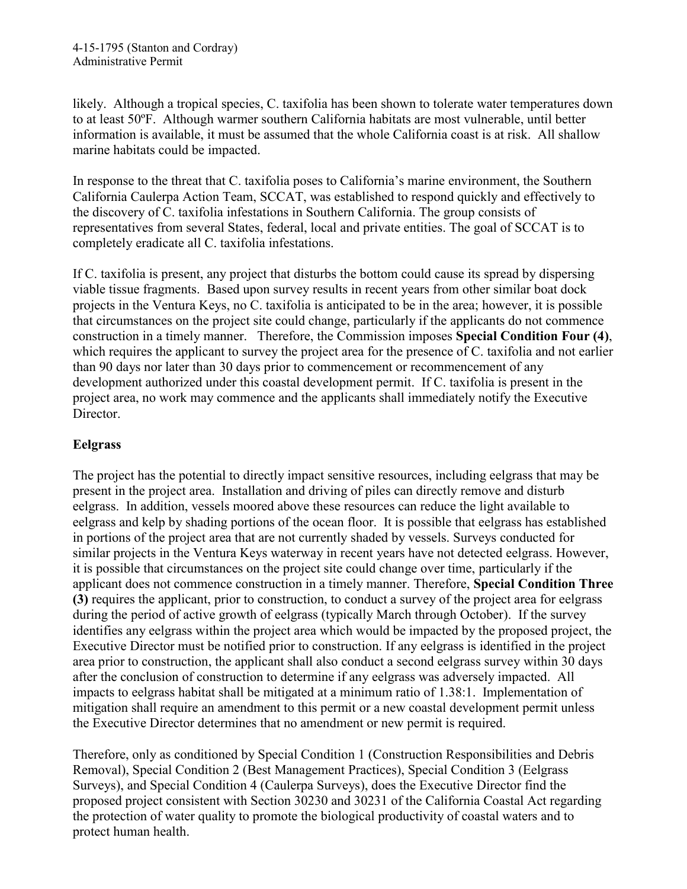likely. Although a tropical species, C. taxifolia has been shown to tolerate water temperatures down to at least 50ºF. Although warmer southern California habitats are most vulnerable, until better information is available, it must be assumed that the whole California coast is at risk. All shallow marine habitats could be impacted.

In response to the threat that C. taxifolia poses to California's marine environment, the Southern California Caulerpa Action Team, SCCAT, was established to respond quickly and effectively to the discovery of C. taxifolia infestations in Southern California. The group consists of representatives from several States, federal, local and private entities. The goal of SCCAT is to completely eradicate all C. taxifolia infestations.

If C. taxifolia is present, any project that disturbs the bottom could cause its spread by dispersing viable tissue fragments. Based upon survey results in recent years from other similar boat dock projects in the Ventura Keys, no C. taxifolia is anticipated to be in the area; however, it is possible that circumstances on the project site could change, particularly if the applicants do not commence construction in a timely manner. Therefore, the Commission imposes **Special Condition Four (4)**, which requires the applicant to survey the project area for the presence of C. taxifolia and not earlier than 90 days nor later than 30 days prior to commencement or recommencement of any development authorized under this coastal development permit. If C. taxifolia is present in the project area, no work may commence and the applicants shall immediately notify the Executive Director.

### Eelgrass

The project has the potential to directly impact sensitive resources, including eelgrass that may be present in the project area. Installation and driving of piles can directly remove and disturb eelgrass. In addition, vessels moored above these resources can reduce the light available to eelgrass and kelp by shading portions of the ocean floor. It is possible that eelgrass has established in portions of the project area that are not currently shaded by vessels. Surveys conducted for similar projects in the Ventura Keys waterway in recent years have not detected eelgrass. However, it is possible that circumstances on the project site could change over time, particularly if the applicant does not commence construction in a timely manner. Therefore, **Special Condition Three (3)** requires the applicant, prior to construction, to conduct a survey of the project area for eelgrass during the period of active growth of eelgrass (typically March through October). If the survey identifies any eelgrass within the project area which would be impacted by the proposed project, the Executive Director must be notified prior to construction. If any eelgrass is identified in the project area prior to construction, the applicant shall also conduct a second eelgrass survey within 30 days after the conclusion of construction to determine if any eelgrass was adversely impacted. All impacts to eelgrass habitat shall be mitigated at a minimum ratio of 1.38:1. Implementation of mitigation shall require an amendment to this permit or a new coastal development permit unless the Executive Director determines that no amendment or new permit is required.

Therefore, only as conditioned by Special Condition 1 (Construction Responsibilities and Debris Removal), Special Condition 2 (Best Management Practices), Special Condition 3 (Eelgrass Surveys), and Special Condition 4 (Caulerpa Surveys), does the Executive Director find the proposed project consistent with Section 30230 and 30231 of the California Coastal Act regarding the protection of water quality to promote the biological productivity of coastal waters and to protect human health.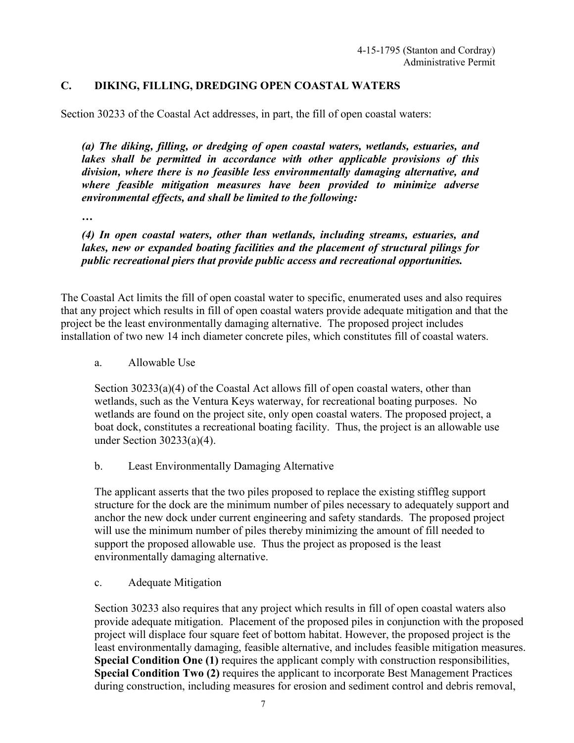## C. DIKING, FILLING, DREDGING OPEN COASTAL WATERS

Section 30233 of the Coastal Act addresses, in part, the fill of open coastal waters:

> ***(a) The diking, filling, or dredging of open coastal waters, wetlands, estuaries, and lakes shall be permitted in accordance with other applicable provisions of this division, where there is no feasible less environmentally damaging alternative, and where feasible mitigation measures have been provided to minimize adverse environmental effects, and shall be limited to the following:***
>
> ***…***
>
> ***(4) In open coastal waters, other than wetlands, including streams, estuaries, and lakes, new or expanded boating facilities and the placement of structural pilings for public recreational piers that provide public access and recreational opportunities.***

The Coastal Act limits the fill of open coastal water to specific, enumerated uses and also requires that any project which results in fill of open coastal waters provide adequate mitigation and that the project be the least environmentally damaging alternative. The proposed project includes installation of two new 14 inch diameter concrete piles, which constitutes fill of coastal waters.

a. Allowable Use

Section 30233(a)(4) of the Coastal Act allows fill of open coastal waters, other than wetlands, such as the Ventura Keys waterway, for recreational boating purposes. No wetlands are found on the project site, only open coastal waters. The proposed project, a boat dock, constitutes a recreational boating facility. Thus, the project is an allowable use under Section 30233(a)(4).

b. Least Environmentally Damaging Alternative

The applicant asserts that the two piles proposed to replace the existing stiffleg support structure for the dock are the minimum number of piles necessary to adequately support and anchor the new dock under current engineering and safety standards. The proposed project will use the minimum number of piles thereby minimizing the amount of fill needed to support the proposed allowable use. Thus the project as proposed is the least environmentally damaging alternative.

c. Adequate Mitigation

Section 30233 also requires that any project which results in fill of open coastal waters also provide adequate mitigation. Placement of the proposed piles in conjunction with the proposed project will displace four square feet of bottom habitat. However, the proposed project is the least environmentally damaging, feasible alternative, and includes feasible mitigation measures. **Special Condition One (1)** requires the applicant comply with construction responsibilities, **Special Condition Two (2)** requires the applicant to incorporate Best Management Practices during construction, including measures for erosion and sediment control and debris removal,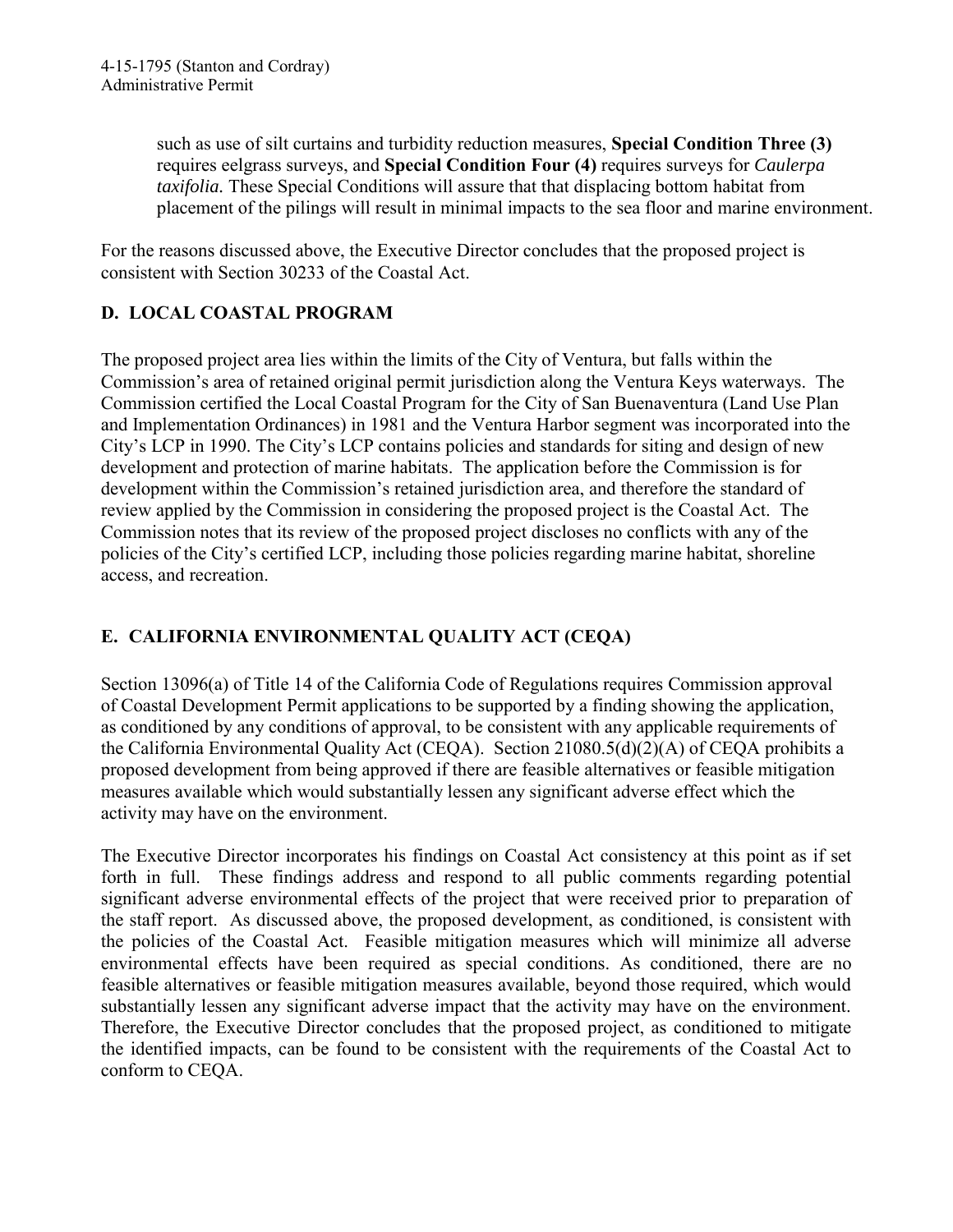such as use of silt curtains and turbidity reduction measures, **Special Condition Three (3)** requires eelgrass surveys, and **Special Condition Four (4)** requires surveys for *Caulerpa taxifolia.* These Special Conditions will assure that that displacing bottom habitat from placement of the pilings will result in minimal impacts to the sea floor and marine environment.

For the reasons discussed above, the Executive Director concludes that the proposed project is consistent with Section 30233 of the Coastal Act.

## D. LOCAL COASTAL PROGRAM

The proposed project area lies within the limits of the City of Ventura, but falls within the Commission's area of retained original permit jurisdiction along the Ventura Keys waterways. The Commission certified the Local Coastal Program for the City of San Buenaventura (Land Use Plan and Implementation Ordinances) in 1981 and the Ventura Harbor segment was incorporated into the City's LCP in 1990. The City's LCP contains policies and standards for siting and design of new development and protection of marine habitats. The application before the Commission is for development within the Commission's retained jurisdiction area, and therefore the standard of review applied by the Commission in considering the proposed project is the Coastal Act. The Commission notes that its review of the proposed project discloses no conflicts with any of the policies of the City's certified LCP, including those policies regarding marine habitat, shoreline access, and recreation.

## E. CALIFORNIA ENVIRONMENTAL QUALITY ACT (CEQA)

Section 13096(a) of Title 14 of the California Code of Regulations requires Commission approval of Coastal Development Permit applications to be supported by a finding showing the application, as conditioned by any conditions of approval, to be consistent with any applicable requirements of the California Environmental Quality Act (CEQA). Section 21080.5(d)(2)(A) of CEQA prohibits a proposed development from being approved if there are feasible alternatives or feasible mitigation measures available which would substantially lessen any significant adverse effect which the activity may have on the environment.

The Executive Director incorporates his findings on Coastal Act consistency at this point as if set forth in full. These findings address and respond to all public comments regarding potential significant adverse environmental effects of the project that were received prior to preparation of the staff report. As discussed above, the proposed development, as conditioned, is consistent with the policies of the Coastal Act. Feasible mitigation measures which will minimize all adverse environmental effects have been required as special conditions. As conditioned, there are no feasible alternatives or feasible mitigation measures available, beyond those required, which would substantially lessen any significant adverse impact that the activity may have on the environment. Therefore, the Executive Director concludes that the proposed project, as conditioned to mitigate the identified impacts, can be found to be consistent with the requirements of the Coastal Act to conform to CEQA.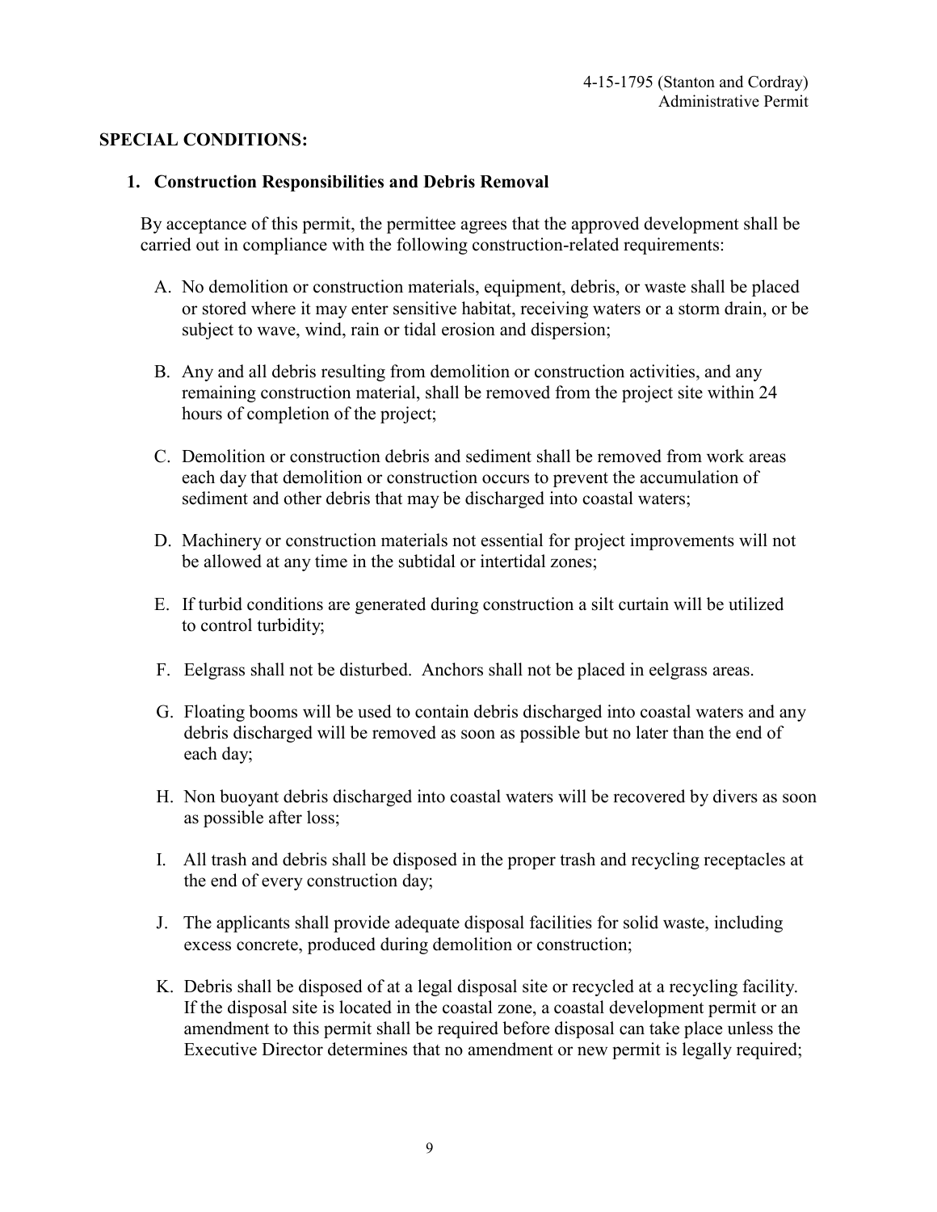## SPECIAL CONDITIONS:

### 1. Construction Responsibilities and Debris Removal

By acceptance of this permit, the permittee agrees that the approved development shall be carried out in compliance with the following construction-related requirements:

A. No demolition or construction materials, equipment, debris, or waste shall be placed or stored where it may enter sensitive habitat, receiving waters or a storm drain, or be subject to wave, wind, rain or tidal erosion and dispersion;

B. Any and all debris resulting from demolition or construction activities, and any remaining construction material, shall be removed from the project site within 24 hours of completion of the project;

C. Demolition or construction debris and sediment shall be removed from work areas each day that demolition or construction occurs to prevent the accumulation of sediment and other debris that may be discharged into coastal waters;

D. Machinery or construction materials not essential for project improvements will not be allowed at any time in the subtidal or intertidal zones;

E. If turbid conditions are generated during construction a silt curtain will be utilized to control turbidity;

F. Eelgrass shall not be disturbed. Anchors shall not be placed in eelgrass areas.

G. Floating booms will be used to contain debris discharged into coastal waters and any debris discharged will be removed as soon as possible but no later than the end of each day;

H. Non buoyant debris discharged into coastal waters will be recovered by divers as soon as possible after loss;

I. All trash and debris shall be disposed in the proper trash and recycling receptacles at the end of every construction day;

J. The applicants shall provide adequate disposal facilities for solid waste, including excess concrete, produced during demolition or construction;

K. Debris shall be disposed of at a legal disposal site or recycled at a recycling facility. If the disposal site is located in the coastal zone, a coastal development permit or an amendment to this permit shall be required before disposal can take place unless the Executive Director determines that no amendment or new permit is legally required;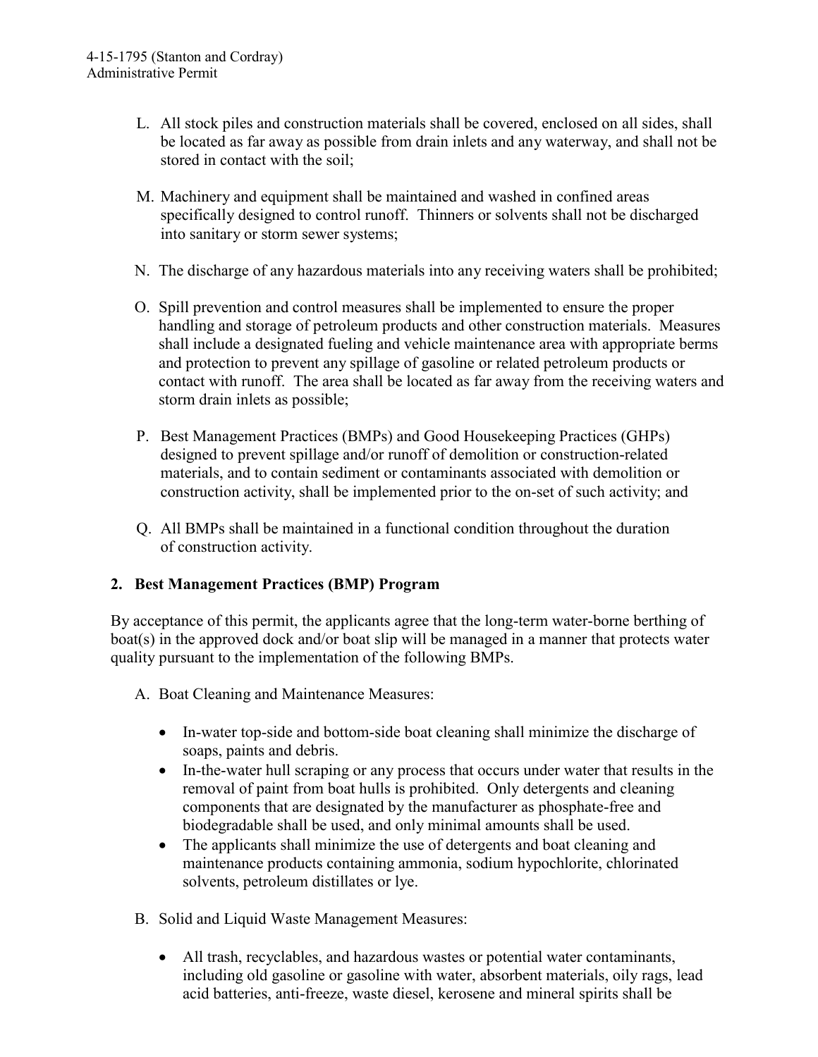L. All stock piles and construction materials shall be covered, enclosed on all sides, shall be located as far away as possible from drain inlets and any waterway, and shall not be stored in contact with the soil;

M. Machinery and equipment shall be maintained and washed in confined areas specifically designed to control runoff. Thinners or solvents shall not be discharged into sanitary or storm sewer systems;

N. The discharge of any hazardous materials into any receiving waters shall be prohibited;

O. Spill prevention and control measures shall be implemented to ensure the proper handling and storage of petroleum products and other construction materials. Measures shall include a designated fueling and vehicle maintenance area with appropriate berms and protection to prevent any spillage of gasoline or related petroleum products or contact with runoff. The area shall be located as far away from the receiving waters and storm drain inlets as possible;

P. Best Management Practices (BMPs) and Good Housekeeping Practices (GHPs) designed to prevent spillage and/or runoff of demolition or construction-related materials, and to contain sediment or contaminants associated with demolition or construction activity, shall be implemented prior to the on-set of such activity; and

Q. All BMPs shall be maintained in a functional condition throughout the duration of construction activity.

**2. Best Management Practices (BMP) Program**

By acceptance of this permit, the applicants agree that the long-term water-borne berthing of boat(s) in the approved dock and/or boat slip will be managed in a manner that protects water quality pursuant to the implementation of the following BMPs.

A. Boat Cleaning and Maintenance Measures:

- In-water top-side and bottom-side boat cleaning shall minimize the discharge of soaps, paints and debris.
- In-the-water hull scraping or any process that occurs under water that results in the removal of paint from boat hulls is prohibited. Only detergents and cleaning components that are designated by the manufacturer as phosphate-free and biodegradable shall be used, and only minimal amounts shall be used.
- The applicants shall minimize the use of detergents and boat cleaning and maintenance products containing ammonia, sodium hypochlorite, chlorinated solvents, petroleum distillates or lye.

B. Solid and Liquid Waste Management Measures:

- All trash, recyclables, and hazardous wastes or potential water contaminants, including old gasoline or gasoline with water, absorbent materials, oily rags, lead acid batteries, anti-freeze, waste diesel, kerosene and mineral spirits shall be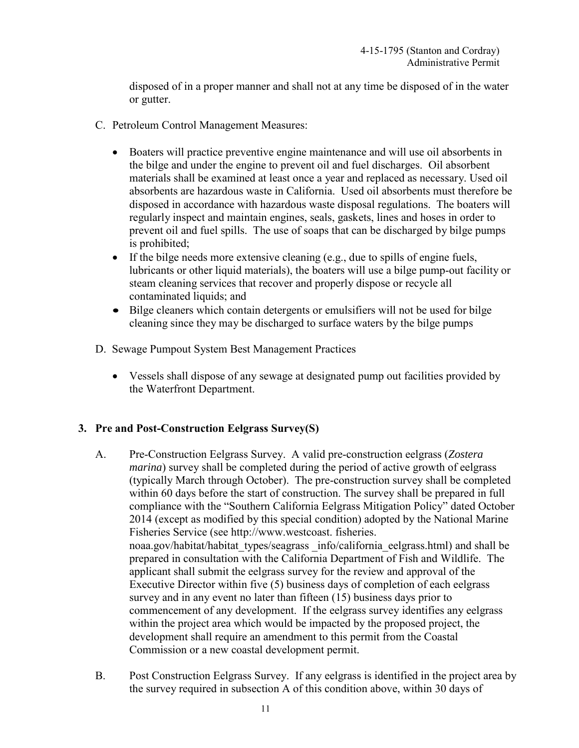disposed of in a proper manner and shall not at any time be disposed of in the water or gutter.

C. Petroleum Control Management Measures:

- Boaters will practice preventive engine maintenance and will use oil absorbents in the bilge and under the engine to prevent oil and fuel discharges. Oil absorbent materials shall be examined at least once a year and replaced as necessary. Used oil absorbents are hazardous waste in California. Used oil absorbents must therefore be disposed in accordance with hazardous waste disposal regulations. The boaters will regularly inspect and maintain engines, seals, gaskets, lines and hoses in order to prevent oil and fuel spills. The use of soaps that can be discharged by bilge pumps is prohibited;
- If the bilge needs more extensive cleaning (e.g., due to spills of engine fuels, lubricants or other liquid materials), the boaters will use a bilge pump-out facility or steam cleaning services that recover and properly dispose or recycle all contaminated liquids; and
- Bilge cleaners which contain detergents or emulsifiers will not be used for bilge cleaning since they may be discharged to surface waters by the bilge pumps

D. Sewage Pumpout System Best Management Practices

- Vessels shall dispose of any sewage at designated pump out facilities provided by the Waterfront Department.

**3. Pre and Post-Construction Eelgrass Survey(S)**

A. Pre-Construction Eelgrass Survey. A valid pre-construction eelgrass (*Zostera marina*) survey shall be completed during the period of active growth of eelgrass (typically March through October). The pre-construction survey shall be completed within 60 days before the start of construction. The survey shall be prepared in full compliance with the "Southern California Eelgrass Mitigation Policy" dated October 2014 (except as modified by this special condition) adopted by the National Marine Fisheries Service (see http://www.westcoast. fisheries. noaa.gov/habitat/habitat_types/seagrass _info/california_eelgrass.html) and shall be prepared in consultation with the California Department of Fish and Wildlife. The applicant shall submit the eelgrass survey for the review and approval of the Executive Director within five (5) business days of completion of each eelgrass survey and in any event no later than fifteen (15) business days prior to commencement of any development. If the eelgrass survey identifies any eelgrass within the project area which would be impacted by the proposed project, the development shall require an amendment to this permit from the Coastal Commission or a new coastal development permit.

B. Post Construction Eelgrass Survey. If any eelgrass is identified in the project area by the survey required in subsection A of this condition above, within 30 days of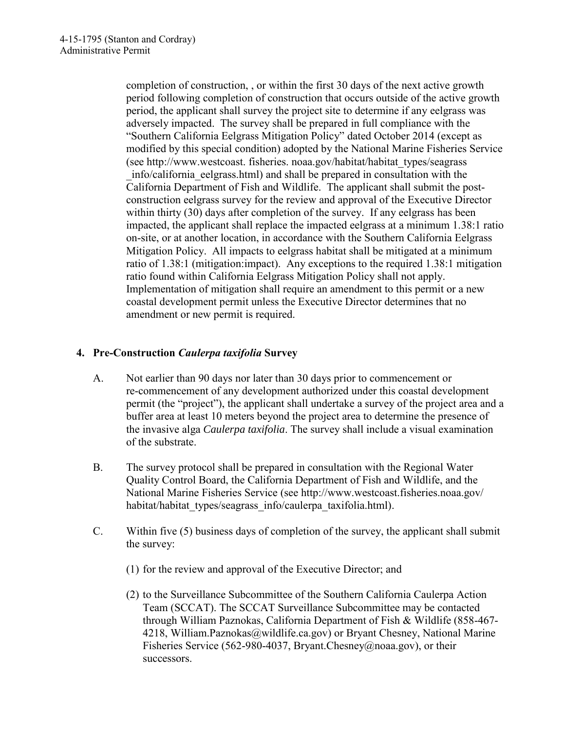completion of construction, , or within the first 30 days of the next active growth period following completion of construction that occurs outside of the active growth period, the applicant shall survey the project site to determine if any eelgrass was adversely impacted. The survey shall be prepared in full compliance with the "Southern California Eelgrass Mitigation Policy" dated October 2014 (except as modified by this special condition) adopted by the National Marine Fisheries Service (see http://www.westcoast. fisheries. noaa.gov/habitat/habitat_types/seagrass _info/california_eelgrass.html) and shall be prepared in consultation with the California Department of Fish and Wildlife. The applicant shall submit the post-construction eelgrass survey for the review and approval of the Executive Director within thirty (30) days after completion of the survey. If any eelgrass has been impacted, the applicant shall replace the impacted eelgrass at a minimum 1.38:1 ratio on-site, or at another location, in accordance with the Southern California Eelgrass Mitigation Policy. All impacts to eelgrass habitat shall be mitigated at a minimum ratio of 1.38:1 (mitigation:impact). Any exceptions to the required 1.38:1 mitigation ratio found within California Eelgrass Mitigation Policy shall not apply. Implementation of mitigation shall require an amendment to this permit or a new coastal development permit unless the Executive Director determines that no amendment or new permit is required.

**4. Pre-Construction *Caulerpa taxifolia* Survey**

A. Not earlier than 90 days nor later than 30 days prior to commencement or re-commencement of any development authorized under this coastal development permit (the "project"), the applicant shall undertake a survey of the project area and a buffer area at least 10 meters beyond the project area to determine the presence of the invasive alga *Caulerpa taxifolia*. The survey shall include a visual examination of the substrate.

B. The survey protocol shall be prepared in consultation with the Regional Water Quality Control Board, the California Department of Fish and Wildlife, and the National Marine Fisheries Service (see http://www.westcoast.fisheries.noaa.gov/ habitat/habitat_types/seagrass_info/caulerpa_taxifolia.html).

C. Within five (5) business days of completion of the survey, the applicant shall submit the survey:

(1) for the review and approval of the Executive Director; and

(2) to the Surveillance Subcommittee of the Southern California Caulerpa Action Team (SCCAT). The SCCAT Surveillance Subcommittee may be contacted through William Paznokas, California Department of Fish & Wildlife (858-467-4218, William.Paznokas@wildlife.ca.gov) or Bryant Chesney, National Marine Fisheries Service (562-980-4037, Bryant.Chesney@noaa.gov), or their successors.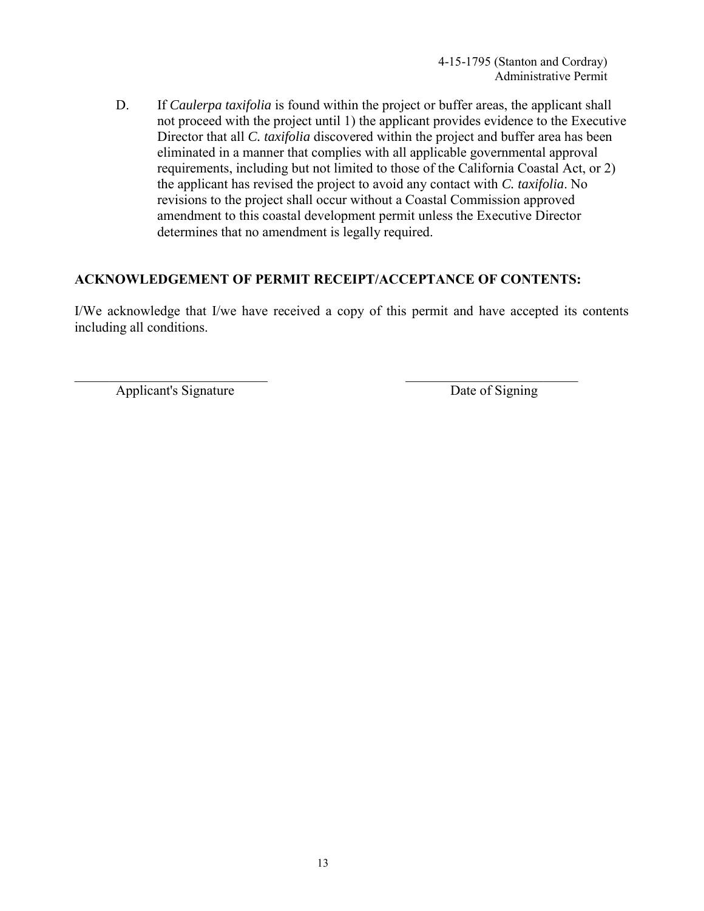D. If *Caulerpa taxifolia* is found within the project or buffer areas, the applicant shall not proceed with the project until 1) the applicant provides evidence to the Executive Director that all *C. taxifolia* discovered within the project and buffer area has been eliminated in a manner that complies with all applicable governmental approval requirements, including but not limited to those of the California Coastal Act, or 2) the applicant has revised the project to avoid any contact with *C. taxifolia*. No revisions to the project shall occur without a Coastal Commission approved amendment to this coastal development permit unless the Executive Director determines that no amendment is legally required.

## ACKNOWLEDGEMENT OF PERMIT RECEIPT/ACCEPTANCE OF CONTENTS:

I/We acknowledge that I/we have received a copy of this permit and have accepted its contents including all conditions.

\_\_\_\_\_\_\_\_\_\_\_\_\_\_\_\_\_\_\_\_\_\_\_\_\_\_\_\_ \_\_\_\_\_\_\_\_\_\_\_\_\_\_\_\_\_\_\_\_\_\_\_\_\_\_\_\_

Applicant's Signature Date of Signing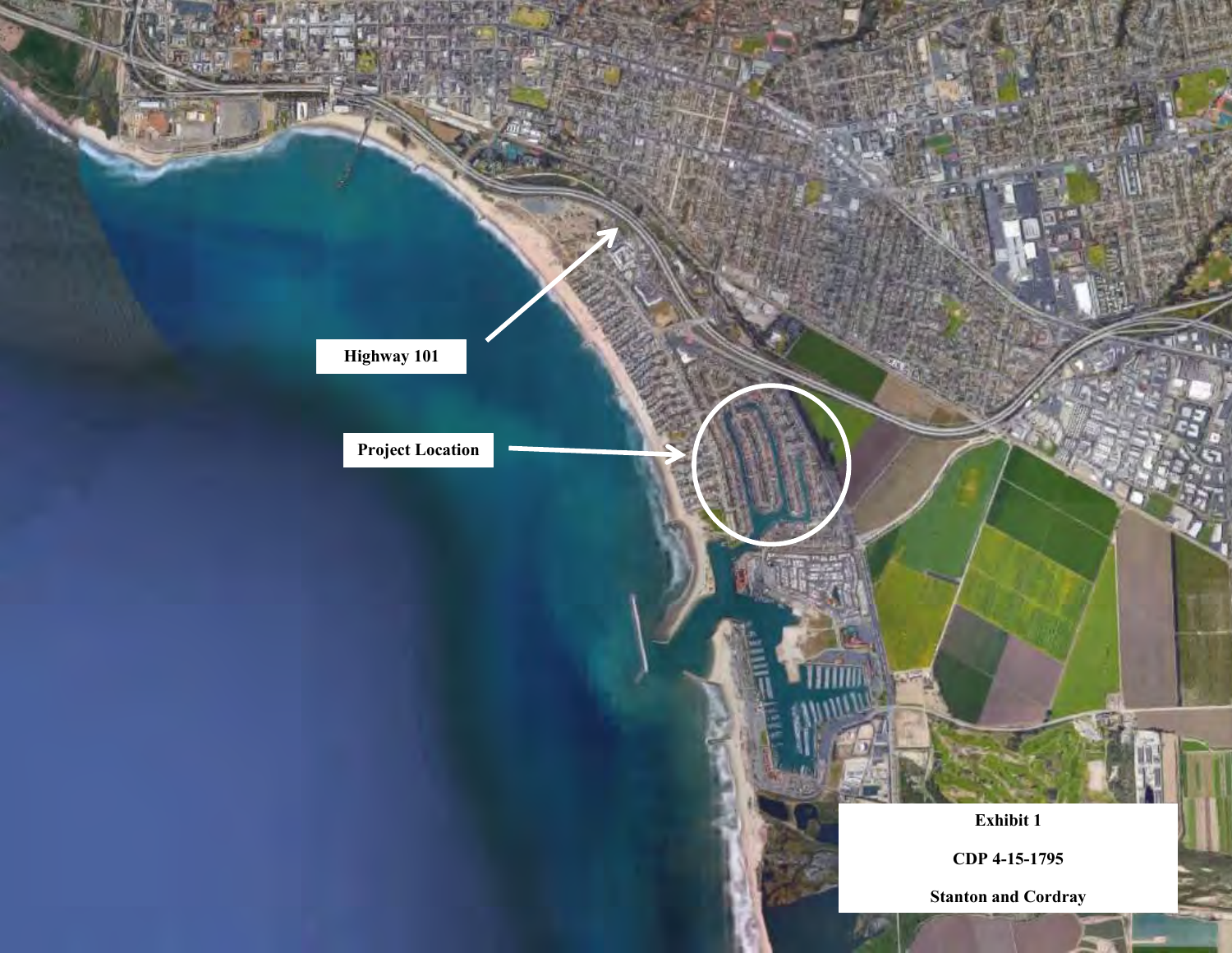Highway 101

Project Location

Exhibit 1

CDP 4-15-1795

Stanton and Cordray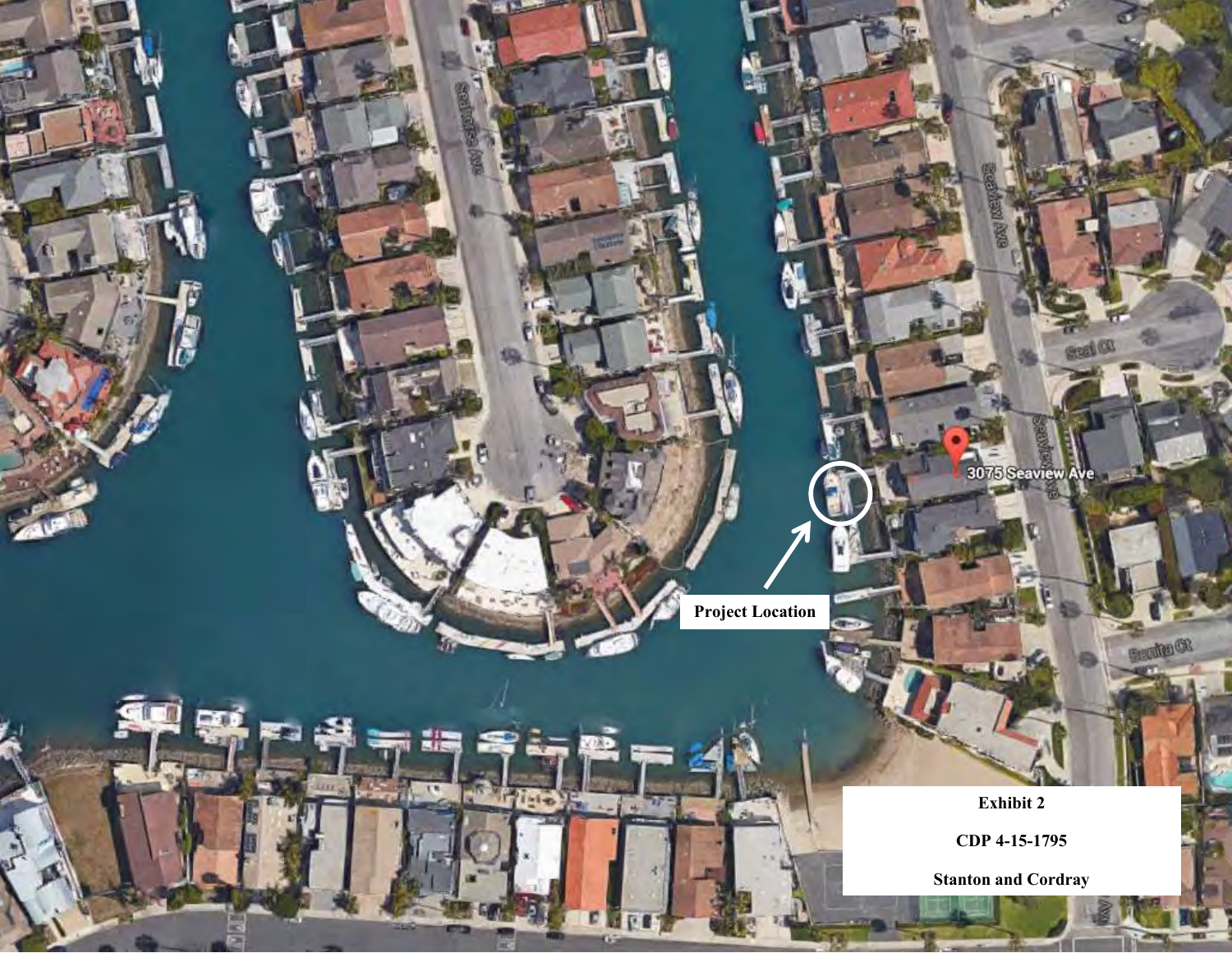Project Location

3075 Seaview Ave

Seaview Ave

Seal Ct

Bonita Ct

**Exhibit 2**

**CDP 4-15-1795**

**Stanton and Cordray**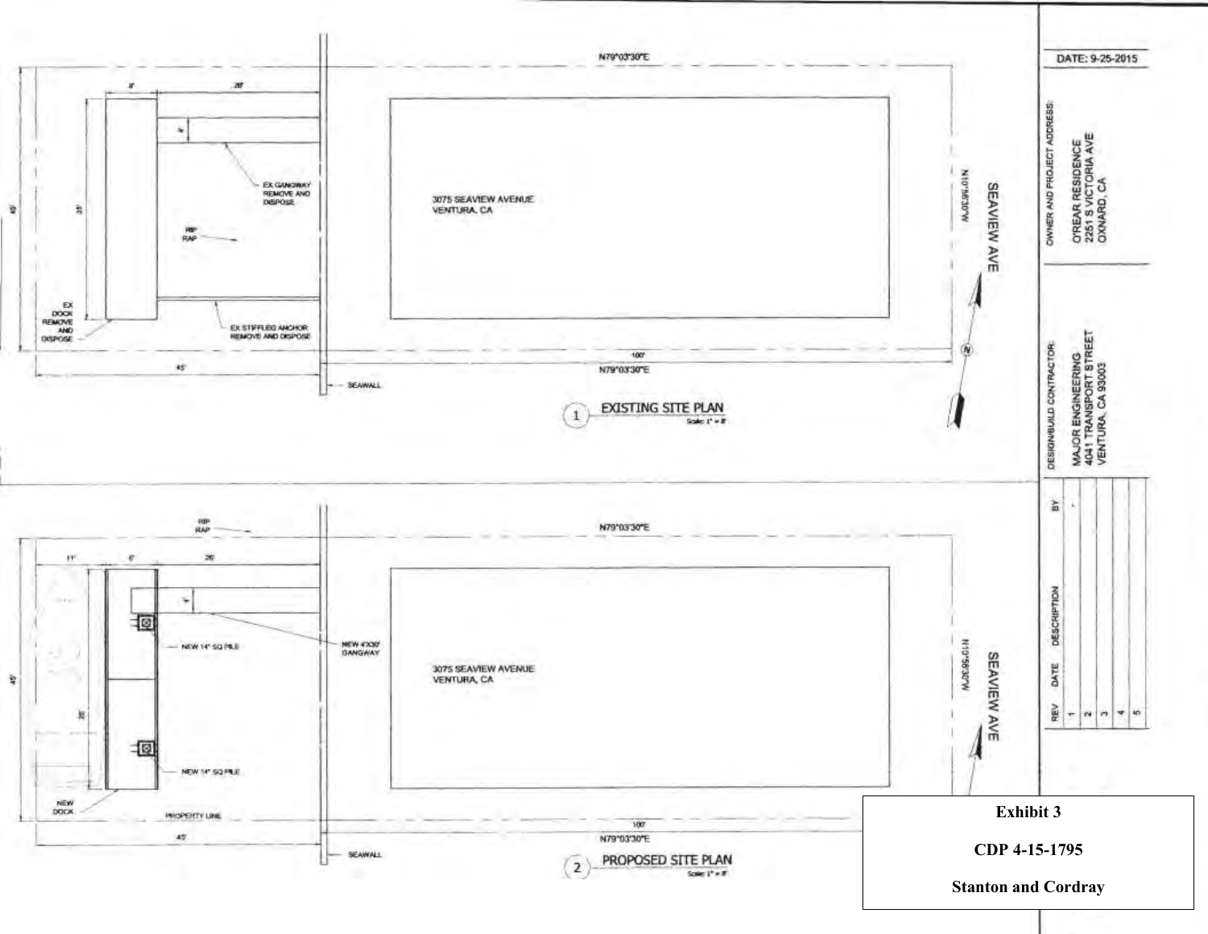DATE: 9-25-2015

OWNER AND PROJECT ADDRESS:
O'REAR RESIDENCE
2251 S VICTORIA AVE
OXNARD, CA

DESIGN/BUILD CONTRACTOR:
MAJOR ENGINEERING
4041 TRANSPORT STREET
VENTURA, CA 93003

| REV | DATE | DESCRIPTION | BY |
|---|---|---|---|
| 1 | | | |
| 2 | | | |
| 3 | | | |
| 4 | | | |
| 5 | | | |

## 1 EXISTING SITE PLAN

Scale: 1" = 8'

N79°03'30"E

8' 28'

4'

EX GANGWAY REMOVE AND DISPOSE

RIP RAP

35'

45'

EX DOCK REMOVE AND DISPOSE

EX STIFFLEG ANCHOR REMOVE AND DISPOSE

3075 SEAVIEW AVENUE
VENTURA, CA

N10°56'30"W

SEAVIEW AVE

100'

N79°03'30"E

45'

SEAWALL

## 2 PROPOSED SITE PLAN

Scale: 1" = 8'

RIP RAP

N79°03'30"E

11' 6' 26'

4'

NEW 14" SQ PILE

NEW 4'X30' GANGWAY

NEW 14" SQ PILE

35'

45'

NEW DOCK

PROPERTY LINE

3075 SEAVIEW AVENUE
VENTURA, CA

N10°56'30"W

SEAVIEW AVE

100'

N79°03'30"E

45'

SEAWALL

**Exhibit 3**

**CDP 4-15-1795**

**Stanton and Cordray**